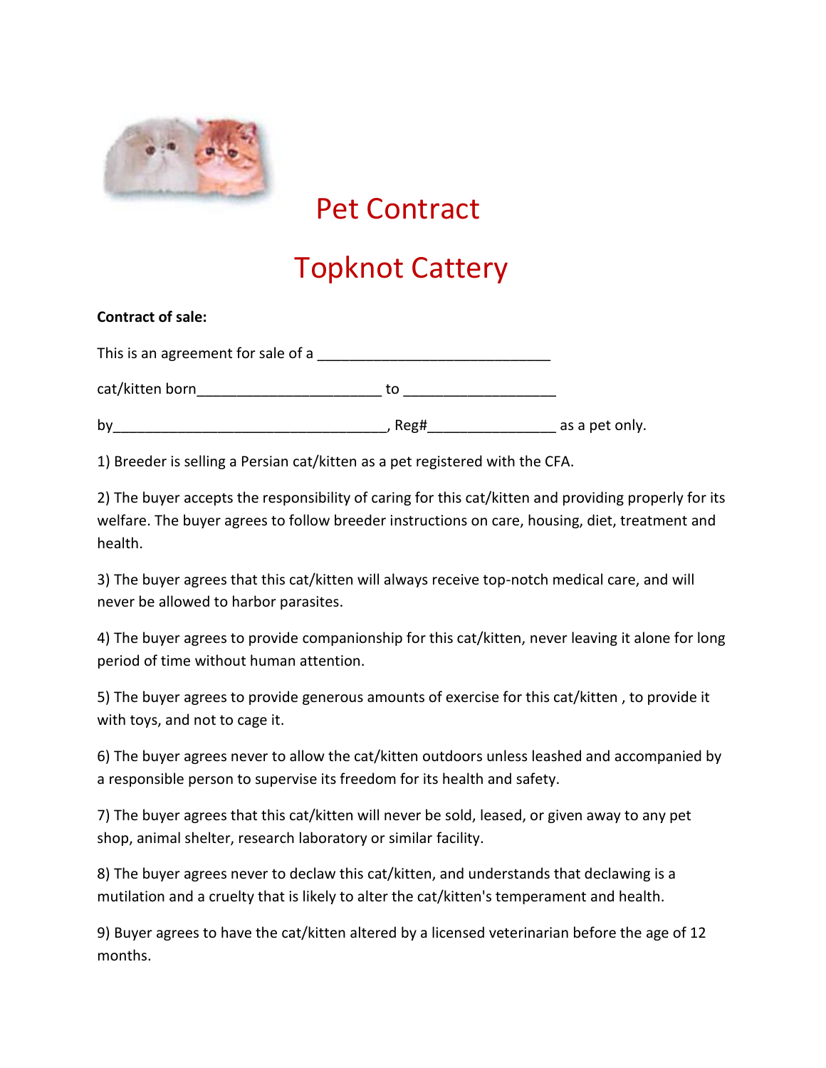# Pet Contract

# Topknot Cattery

**Contract of sale:**

This is an agreement for sale of a ______________________________

cat/kitten born________________________ to ____________________

by___________________________________, Reg#________________ as a pet only.

1) Breeder is selling a Persian cat/kitten as a pet registered with the CFA.

2) The buyer accepts the responsibility of caring for this cat/kitten and providing properly for its welfare. The buyer agrees to follow breeder instructions on care, housing, diet, treatment and health.

3) The buyer agrees that this cat/kitten will always receive top-notch medical care, and will never be allowed to harbor parasites.

4) The buyer agrees to provide companionship for this cat/kitten, never leaving it alone for long period of time without human attention.

5) The buyer agrees to provide generous amounts of exercise for this cat/kitten , to provide it with toys, and not to cage it.

6) The buyer agrees never to allow the cat/kitten outdoors unless leashed and accompanied by a responsible person to supervise its freedom for its health and safety.

7) The buyer agrees that this cat/kitten will never be sold, leased, or given away to any pet shop, animal shelter, research laboratory or similar facility.

8) The buyer agrees never to declaw this cat/kitten, and understands that declawing is a mutilation and a cruelty that is likely to alter the cat/kitten's temperament and health.

9) Buyer agrees to have the cat/kitten altered by a licensed veterinarian before the age of 12 months.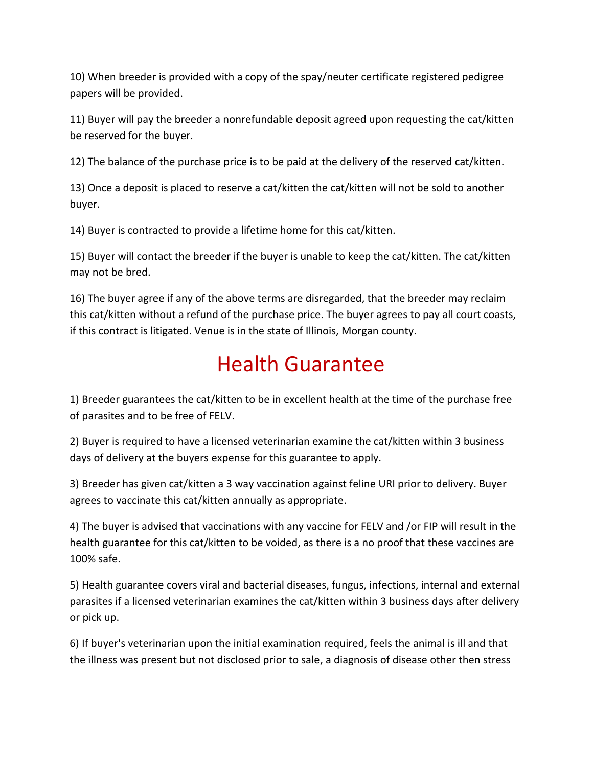10) When breeder is provided with a copy of the spay/neuter certificate registered pedigree papers will be provided.

11) Buyer will pay the breeder a nonrefundable deposit agreed upon requesting the cat/kitten be reserved for the buyer.

12) The balance of the purchase price is to be paid at the delivery of the reserved cat/kitten.

13) Once a deposit is placed to reserve a cat/kitten the cat/kitten will not be sold to another buyer.

14) Buyer is contracted to provide a lifetime home for this cat/kitten.

15) Buyer will contact the breeder if the buyer is unable to keep the cat/kitten. The cat/kitten may not be bred.

16) The buyer agree if any of the above terms are disregarded, that the breeder may reclaim this cat/kitten without a refund of the purchase price. The buyer agrees to pay all court coasts, if this contract is litigated. Venue is in the state of Illinois, Morgan county.

# Health Guarantee

1) Breeder guarantees the cat/kitten to be in excellent health at the time of the purchase free of parasites and to be free of FELV.

2) Buyer is required to have a licensed veterinarian examine the cat/kitten within 3 business days of delivery at the buyers expense for this guarantee to apply.

3) Breeder has given cat/kitten a 3 way vaccination against feline URI prior to delivery. Buyer agrees to vaccinate this cat/kitten annually as appropriate.

4) The buyer is advised that vaccinations with any vaccine for FELV and /or FIP will result in the health guarantee for this cat/kitten to be voided, as there is a no proof that these vaccines are 100% safe.

5) Health guarantee covers viral and bacterial diseases, fungus, infections, internal and external parasites if a licensed veterinarian examines the cat/kitten within 3 business days after delivery or pick up.

6) If buyer's veterinarian upon the initial examination required, feels the animal is ill and that the illness was present but not disclosed prior to sale, a diagnosis of disease other then stress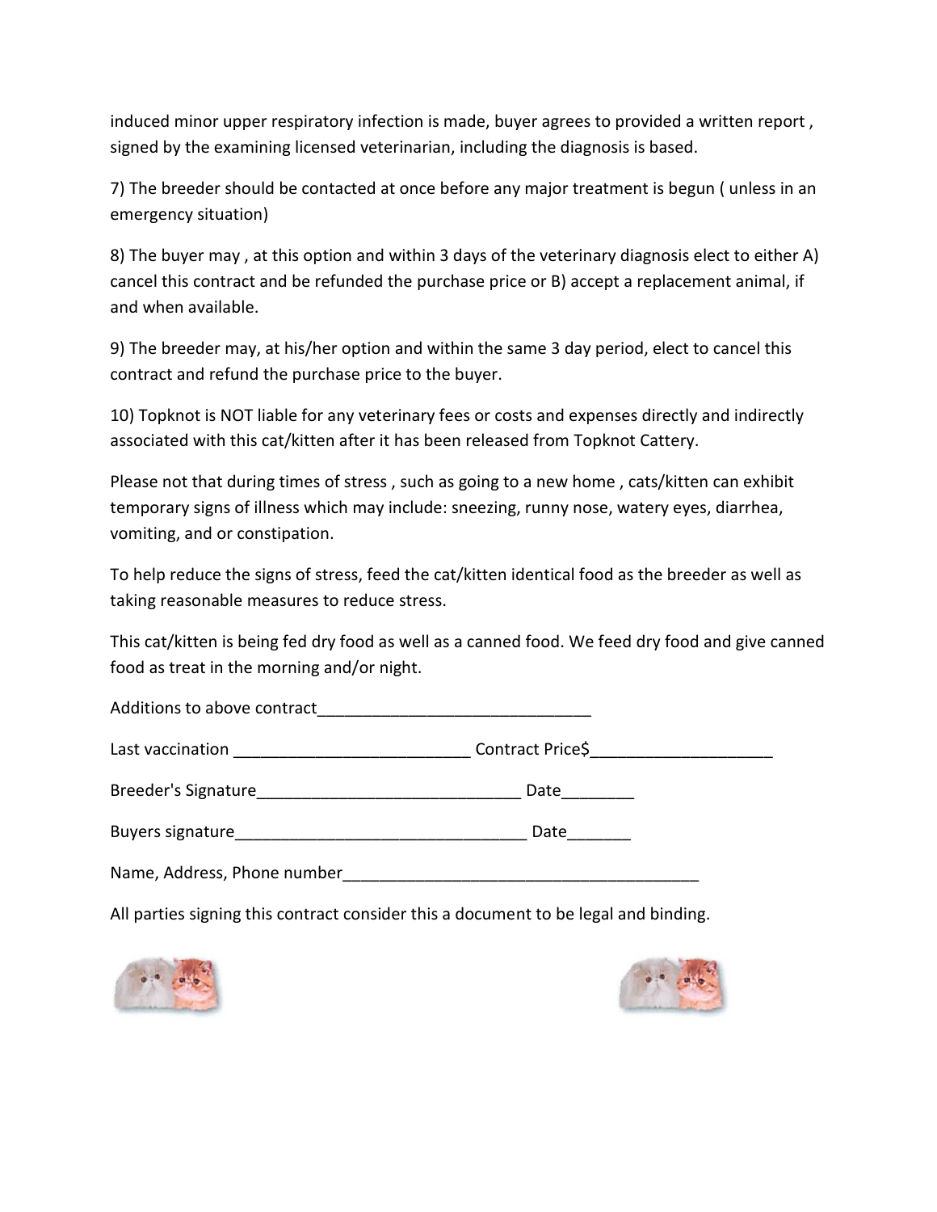induced minor upper respiratory infection is made, buyer agrees to provided a written report , signed by the examining licensed veterinarian, including the diagnosis is based.

7) The breeder should be contacted at once before any major treatment is begun ( unless in an emergency situation)

8) The buyer may , at this option and within 3 days of the veterinary diagnosis elect to either A) cancel this contract and be refunded the purchase price or B) accept a replacement animal, if and when available.

9) The breeder may, at his/her option and within the same 3 day period, elect to cancel this contract and refund the purchase price to the buyer.

10) Topknot is NOT liable for any veterinary fees or costs and expenses directly and indirectly associated with this cat/kitten after it has been released from Topknot Cattery.

Please not that during times of stress , such as going to a new home , cats/kitten can exhibit temporary signs of illness which may include: sneezing, runny nose, watery eyes, diarrhea, vomiting, and or constipation.

To help reduce the signs of stress, feed the cat/kitten identical food as the breeder as well as taking reasonable measures to reduce stress.

This cat/kitten is being fed dry food as well as a canned food. We feed dry food and give canned food as treat in the morning and/or night.

Additions to above contract______________________________

Last vaccination __________________________ Contract Price$____________________

Breeder's Signature_____________________________ Date________

Buyers signature________________________________ Date_______

Name, Address, Phone number_______________________________________

All parties signing this contract consider this a document to be legal and binding.